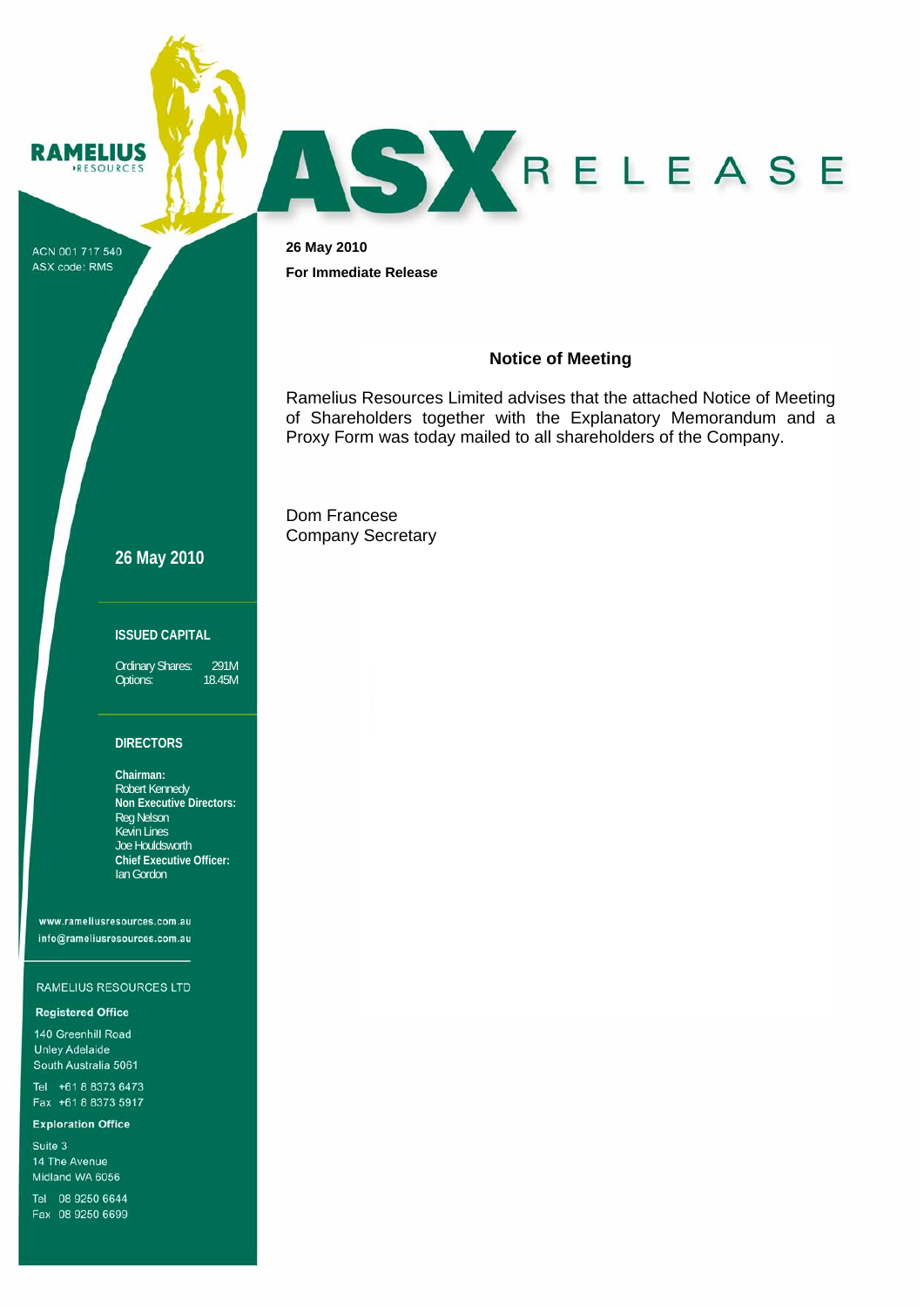RAMELIUS RESOURCES

ACN 001 717 540
ASX code: RMS

# ASX RELEASE

**26 May 2010**

**For Immediate Release**

## Notice of Meeting

Ramelius Resources Limited advises that the attached Notice of Meeting of Shareholders together with the Explanatory Memorandum and a Proxy Form was today mailed to all shareholders of the Company.

Dom Francese
Company Secretary

**26 May 2010**

**ISSUED CAPITAL**

Ordinary Shares: 291M
Options: 18.45M

**DIRECTORS**

**Chairman:**
Robert Kennedy
**Non Executive Directors:**
Reg Nelson
Kevin Lines
Joe Houldsworth
**Chief Executive Officer:**
Ian Gordon

www.rameliusresources.com.au
info@rameliusresources.com.au

RAMELIUS RESOURCES LTD

**Registered Office**

140 Greenhill Road
Unley Adelaide
South Australia 5061

Tel +61 8 8373 6473
Fax +61 8 8373 5917

**Exploration Office**

Suite 3
14 The Avenue
Midland WA 6056

Tel 08 9250 6644
Fax 08 9250 6699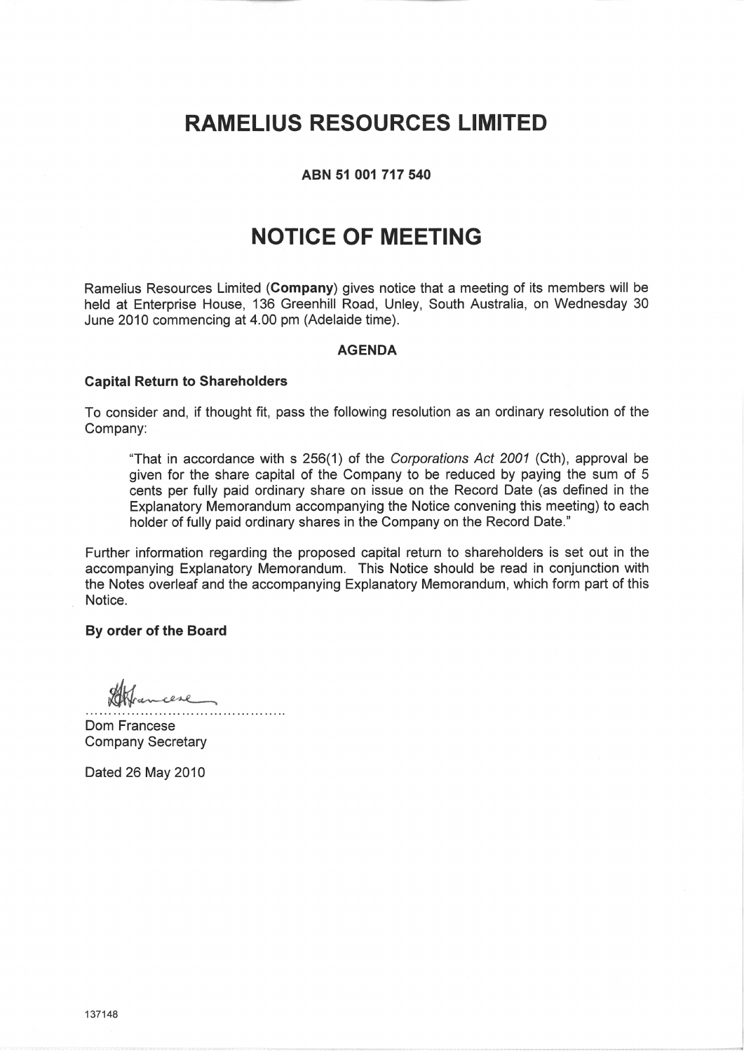# RAMELIUS RESOURCES LIMITED

**ABN 51 001 717 540**

# NOTICE OF MEETING

Ramelius Resources Limited (**Company**) gives notice that a meeting of its members will be held at Enterprise House, 136 Greenhill Road, Unley, South Australia, on Wednesday 30 June 2010 commencing at 4.00 pm (Adelaide time).

**AGENDA**

**Capital Return to Shareholders**

To consider and, if thought fit, pass the following resolution as an ordinary resolution of the Company:

> "That in accordance with s 256(1) of the *Corporations Act 2001* (Cth), approval be given for the share capital of the Company to be reduced by paying the sum of 5 cents per fully paid ordinary share on issue on the Record Date (as defined in the Explanatory Memorandum accompanying the Notice convening this meeting) to each holder of fully paid ordinary shares in the Company on the Record Date."

Further information regarding the proposed capital return to shareholders is set out in the accompanying Explanatory Memorandum. This Notice should be read in conjunction with the Notes overleaf and the accompanying Explanatory Memorandum, which form part of this Notice.

**By order of the Board**

..............................................

Dom Francese
Company Secretary

Dated 26 May 2010

137148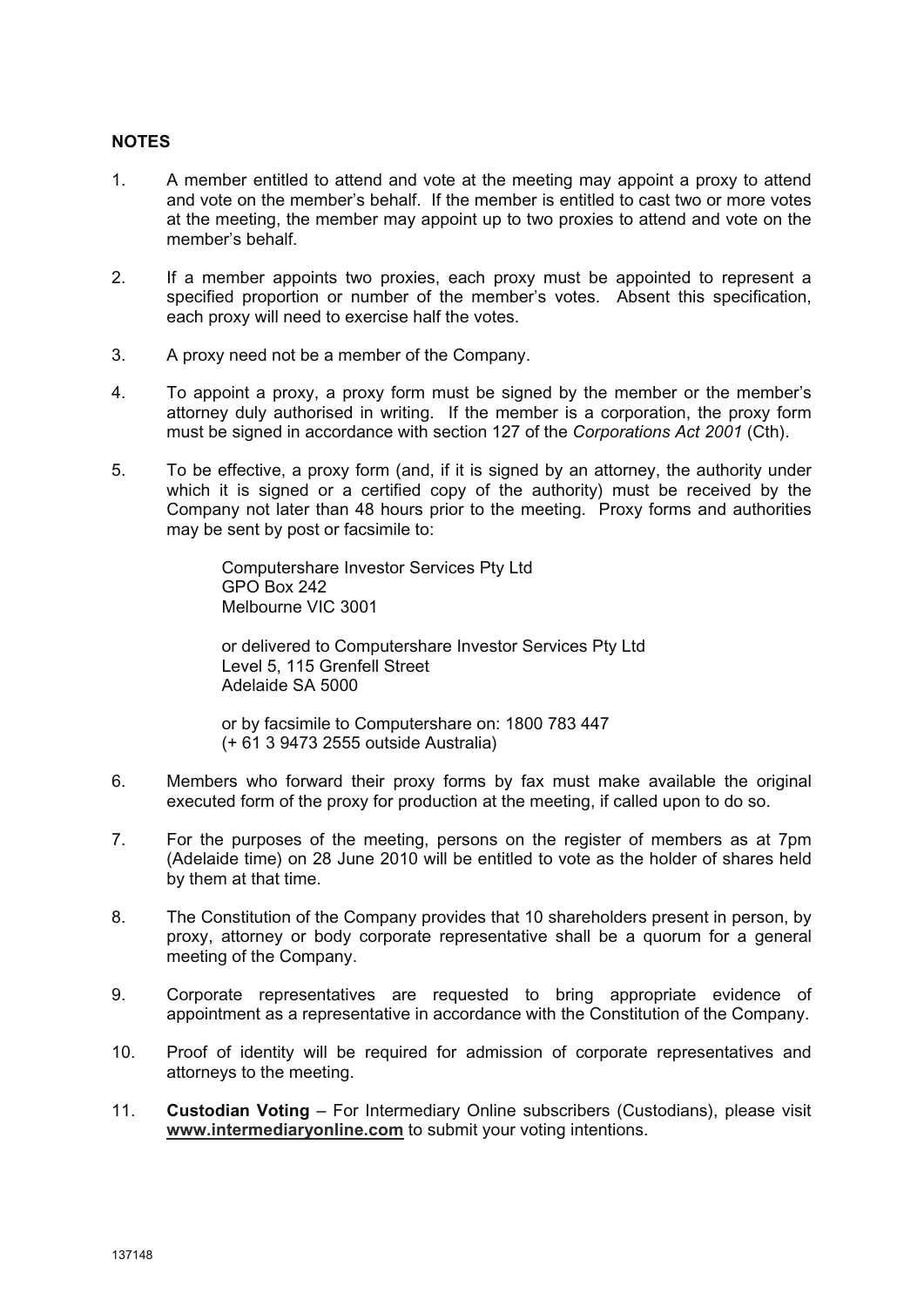**NOTES**

1. A member entitled to attend and vote at the meeting may appoint a proxy to attend and vote on the member's behalf. If the member is entitled to cast two or more votes at the meeting, the member may appoint up to two proxies to attend and vote on the member's behalf.

2. If a member appoints two proxies, each proxy must be appointed to represent a specified proportion or number of the member's votes. Absent this specification, each proxy will need to exercise half the votes.

3. A proxy need not be a member of the Company.

4. To appoint a proxy, a proxy form must be signed by the member or the member's attorney duly authorised in writing. If the member is a corporation, the proxy form must be signed in accordance with section 127 of the *Corporations Act 2001* (Cth).

5. To be effective, a proxy form (and, if it is signed by an attorney, the authority under which it is signed or a certified copy of the authority) must be received by the Company not later than 48 hours prior to the meeting. Proxy forms and authorities may be sent by post or facsimile to:

   Computershare Investor Services Pty Ltd
   GPO Box 242
   Melbourne VIC 3001

   or delivered to Computershare Investor Services Pty Ltd
   Level 5, 115 Grenfell Street
   Adelaide SA 5000

   or by facsimile to Computershare on: 1800 783 447
   (+ 61 3 9473 2555 outside Australia)

6. Members who forward their proxy forms by fax must make available the original executed form of the proxy for production at the meeting, if called upon to do so.

7. For the purposes of the meeting, persons on the register of members as at 7pm (Adelaide time) on 28 June 2010 will be entitled to vote as the holder of shares held by them at that time.

8. The Constitution of the Company provides that 10 shareholders present in person, by proxy, attorney or body corporate representative shall be a quorum for a general meeting of the Company.

9. Corporate representatives are requested to bring appropriate evidence of appointment as a representative in accordance with the Constitution of the Company.

10. Proof of identity will be required for admission of corporate representatives and attorneys to the meeting.

11. **Custodian Voting** – For Intermediary Online subscribers (Custodians), please visit **www.intermediaryonline.com** to submit your voting intentions.

137148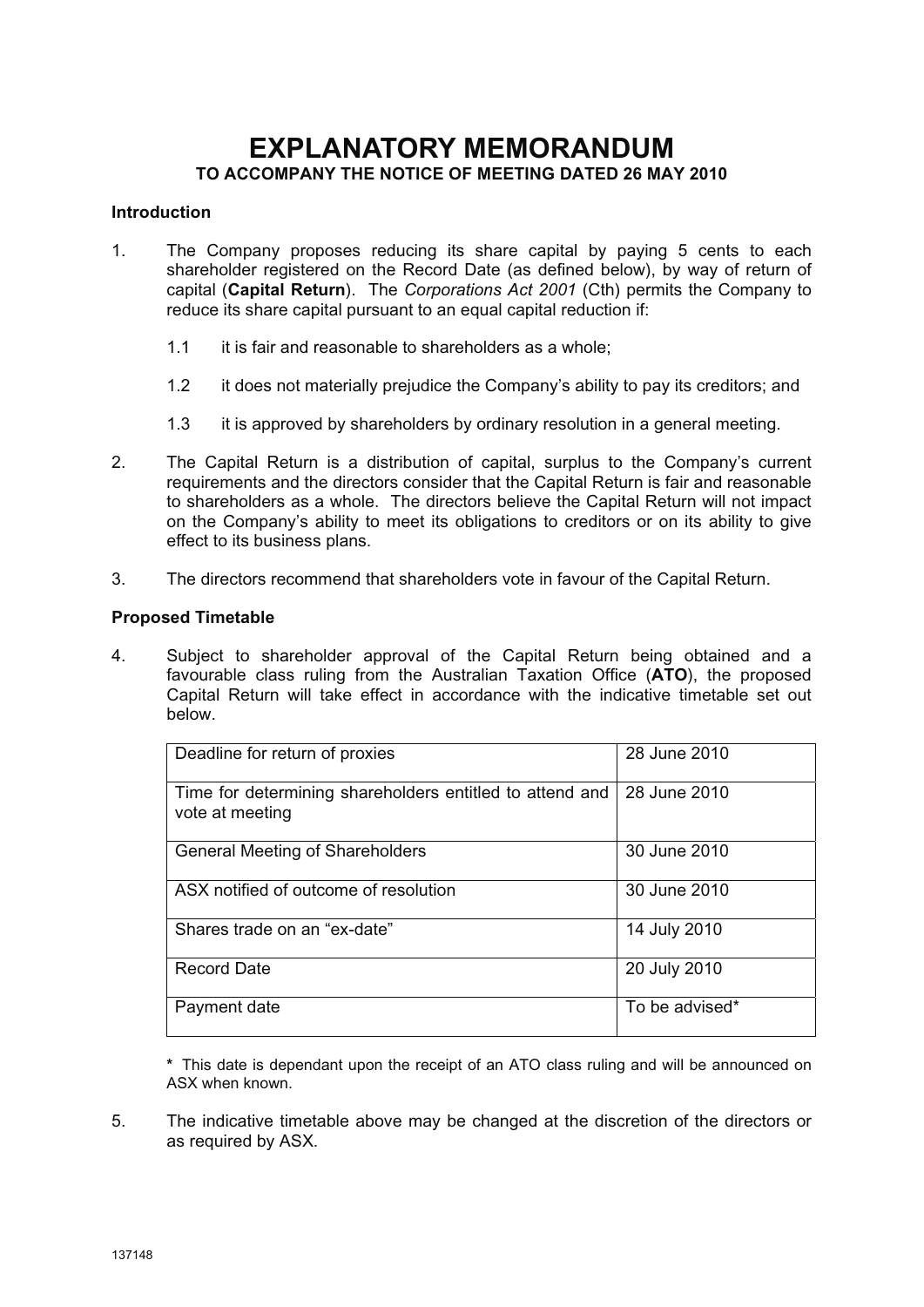# EXPLANATORY MEMORANDUM

## TO ACCOMPANY THE NOTICE OF MEETING DATED 26 MAY 2010

**Introduction**

1. The Company proposes reducing its share capital by paying 5 cents to each shareholder registered on the Record Date (as defined below), by way of return of capital (**Capital Return**). The *Corporations Act 2001* (Cth) permits the Company to reduce its share capital pursuant to an equal capital reduction if:

   1.1 it is fair and reasonable to shareholders as a whole;

   1.2 it does not materially prejudice the Company's ability to pay its creditors; and

   1.3 it is approved by shareholders by ordinary resolution in a general meeting.

2. The Capital Return is a distribution of capital, surplus to the Company's current requirements and the directors consider that the Capital Return is fair and reasonable to shareholders as a whole. The directors believe the Capital Return will not impact on the Company's ability to meet its obligations to creditors or on its ability to give effect to its business plans.

3. The directors recommend that shareholders vote in favour of the Capital Return.

**Proposed Timetable**

4. Subject to shareholder approval of the Capital Return being obtained and a favourable class ruling from the Australian Taxation Office (**ATO**), the proposed Capital Return will take effect in accordance with the indicative timetable set out below.

| Event | Date |
|---|---|
| Deadline for return of proxies | 28 June 2010 |
| Time for determining shareholders entitled to attend and vote at meeting | 28 June 2010 |
| General Meeting of Shareholders | 30 June 2010 |
| ASX notified of outcome of resolution | 30 June 2010 |
| Shares trade on an "ex-date" | 14 July 2010 |
| Record Date | 20 July 2010 |
| Payment date | To be advised* |

**\*** This date is dependant upon the receipt of an ATO class ruling and will be announced on ASX when known.

5. The indicative timetable above may be changed at the discretion of the directors or as required by ASX.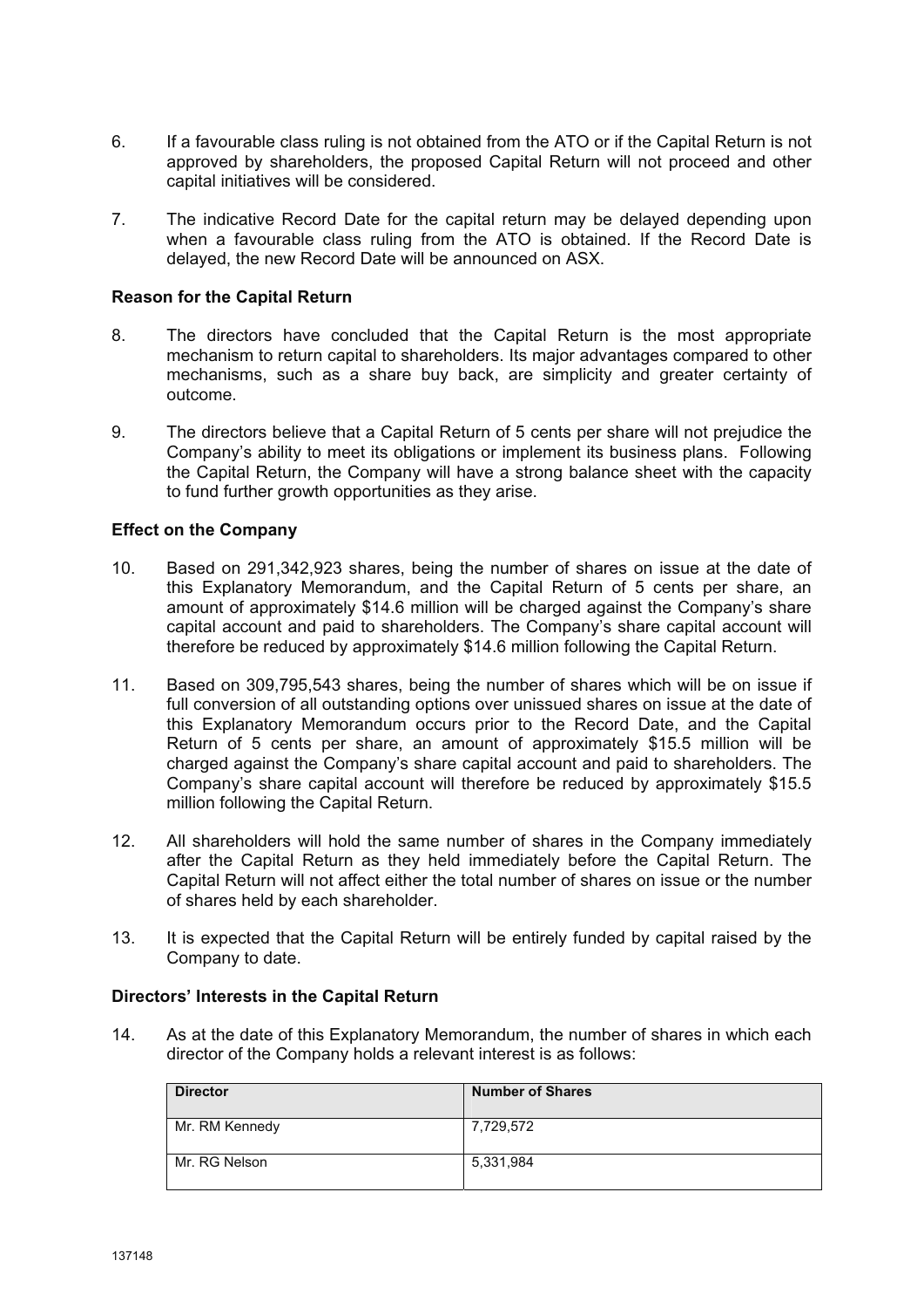6. If a favourable class ruling is not obtained from the ATO or if the Capital Return is not approved by shareholders, the proposed Capital Return will not proceed and other capital initiatives will be considered.

7. The indicative Record Date for the capital return may be delayed depending upon when a favourable class ruling from the ATO is obtained. If the Record Date is delayed, the new Record Date will be announced on ASX.

**Reason for the Capital Return**

8. The directors have concluded that the Capital Return is the most appropriate mechanism to return capital to shareholders. Its major advantages compared to other mechanisms, such as a share buy back, are simplicity and greater certainty of outcome.

9. The directors believe that a Capital Return of 5 cents per share will not prejudice the Company's ability to meet its obligations or implement its business plans. Following the Capital Return, the Company will have a strong balance sheet with the capacity to fund further growth opportunities as they arise.

**Effect on the Company**

10. Based on 291,342,923 shares, being the number of shares on issue at the date of this Explanatory Memorandum, and the Capital Return of 5 cents per share, an amount of approximately $14.6 million will be charged against the Company's share capital account and paid to shareholders. The Company's share capital account will therefore be reduced by approximately $14.6 million following the Capital Return.

11. Based on 309,795,543 shares, being the number of shares which will be on issue if full conversion of all outstanding options over unissued shares on issue at the date of this Explanatory Memorandum occurs prior to the Record Date, and the Capital Return of 5 cents per share, an amount of approximately $15.5 million will be charged against the Company's share capital account and paid to shareholders. The Company's share capital account will therefore be reduced by approximately $15.5 million following the Capital Return.

12. All shareholders will hold the same number of shares in the Company immediately after the Capital Return as they held immediately before the Capital Return. The Capital Return will not affect either the total number of shares on issue or the number of shares held by each shareholder.

13. It is expected that the Capital Return will be entirely funded by capital raised by the Company to date.

**Directors' Interests in the Capital Return**

14. As at the date of this Explanatory Memorandum, the number of shares in which each director of the Company holds a relevant interest is as follows:

| Director | Number of Shares |
|---|---|
| Mr. RM Kennedy | 7,729,572 |
| Mr. RG Nelson | 5,331,984 |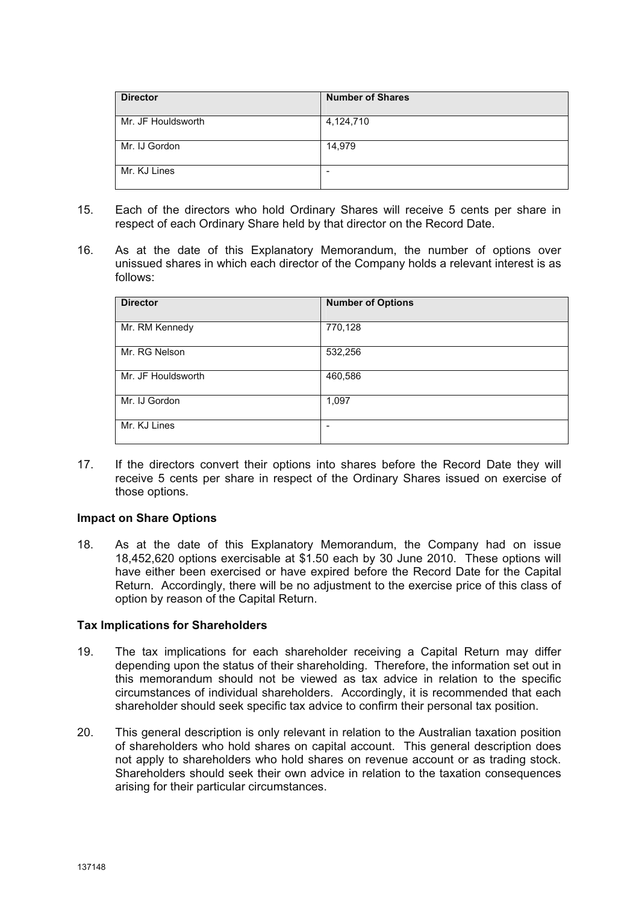| Director | Number of Shares |
| --- | --- |
| Mr. JF Houldsworth | 4,124,710 |
| Mr. IJ Gordon | 14,979 |
| Mr. KJ Lines | - |

15. Each of the directors who hold Ordinary Shares will receive 5 cents per share in respect of each Ordinary Share held by that director on the Record Date.

16. As at the date of this Explanatory Memorandum, the number of options over unissued shares in which each director of the Company holds a relevant interest is as follows:

| Director | Number of Options |
| --- | --- |
| Mr. RM Kennedy | 770,128 |
| Mr. RG Nelson | 532,256 |
| Mr. JF Houldsworth | 460,586 |
| Mr. IJ Gordon | 1,097 |
| Mr. KJ Lines | - |

17. If the directors convert their options into shares before the Record Date they will receive 5 cents per share in respect of the Ordinary Shares issued on exercise of those options.

**Impact on Share Options**

18. As at the date of this Explanatory Memorandum, the Company had on issue 18,452,620 options exercisable at $1.50 each by 30 June 2010. These options will have either been exercised or have expired before the Record Date for the Capital Return. Accordingly, there will be no adjustment to the exercise price of this class of option by reason of the Capital Return.

**Tax Implications for Shareholders**

19. The tax implications for each shareholder receiving a Capital Return may differ depending upon the status of their shareholding. Therefore, the information set out in this memorandum should not be viewed as tax advice in relation to the specific circumstances of individual shareholders. Accordingly, it is recommended that each shareholder should seek specific tax advice to confirm their personal tax position.

20. This general description is only relevant in relation to the Australian taxation position of shareholders who hold shares on capital account. This general description does not apply to shareholders who hold shares on revenue account or as trading stock. Shareholders should seek their own advice in relation to the taxation consequences arising for their particular circumstances.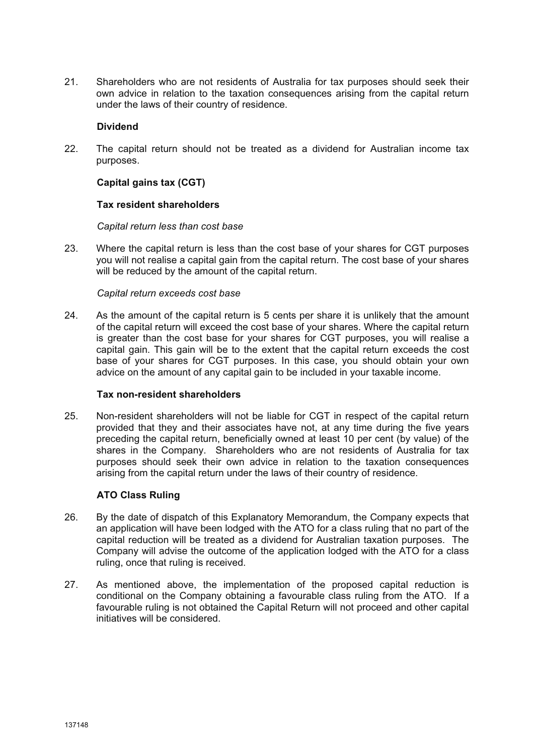21. Shareholders who are not residents of Australia for tax purposes should seek their own advice in relation to the taxation consequences arising from the capital return under the laws of their country of residence.

**Dividend**

22. The capital return should not be treated as a dividend for Australian income tax purposes.

**Capital gains tax (CGT)**

**Tax resident shareholders**

*Capital return less than cost base*

23. Where the capital return is less than the cost base of your shares for CGT purposes you will not realise a capital gain from the capital return. The cost base of your shares will be reduced by the amount of the capital return.

*Capital return exceeds cost base*

24. As the amount of the capital return is 5 cents per share it is unlikely that the amount of the capital return will exceed the cost base of your shares. Where the capital return is greater than the cost base for your shares for CGT purposes, you will realise a capital gain. This gain will be to the extent that the capital return exceeds the cost base of your shares for CGT purposes. In this case, you should obtain your own advice on the amount of any capital gain to be included in your taxable income.

**Tax non-resident shareholders**

25. Non-resident shareholders will not be liable for CGT in respect of the capital return provided that they and their associates have not, at any time during the five years preceding the capital return, beneficially owned at least 10 per cent (by value) of the shares in the Company. Shareholders who are not residents of Australia for tax purposes should seek their own advice in relation to the taxation consequences arising from the capital return under the laws of their country of residence.

**ATO Class Ruling**

26. By the date of dispatch of this Explanatory Memorandum, the Company expects that an application will have been lodged with the ATO for a class ruling that no part of the capital reduction will be treated as a dividend for Australian taxation purposes. The Company will advise the outcome of the application lodged with the ATO for a class ruling, once that ruling is received.

27. As mentioned above, the implementation of the proposed capital reduction is conditional on the Company obtaining a favourable class ruling from the ATO. If a favourable ruling is not obtained the Capital Return will not proceed and other capital initiatives will be considered.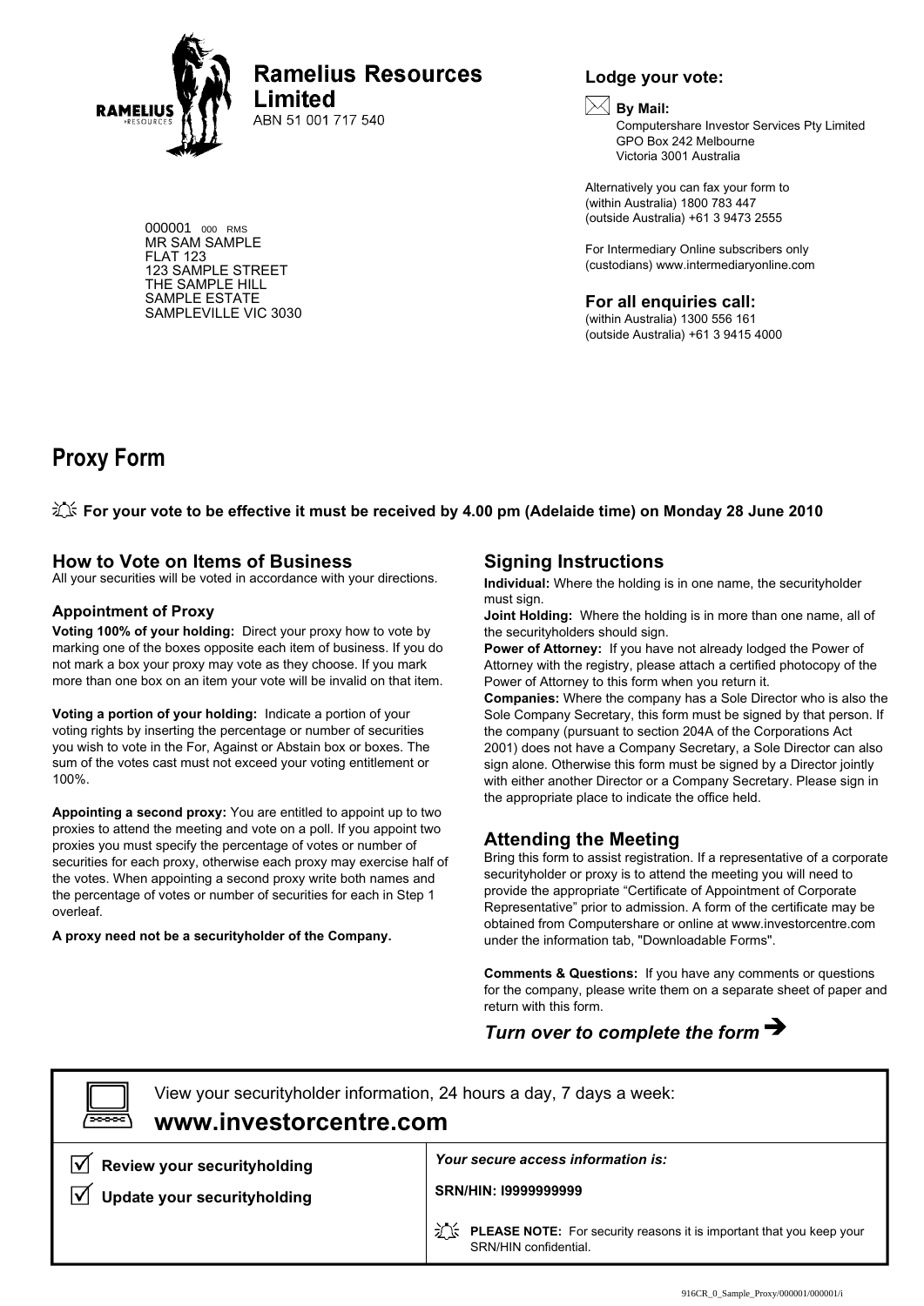**Ramelius Resources Limited**
ABN 51 001 717 540

000001 000 RMS
MR SAM SAMPLE
FLAT 123
123 SAMPLE STREET
THE SAMPLE HILL
SAMPLE ESTATE
SAMPLEVILLE VIC 3030

**Lodge your vote:**

**By Mail:**
Computershare Investor Services Pty Limited
GPO Box 242 Melbourne
Victoria 3001 Australia

Alternatively you can fax your form to
(within Australia) 1800 783 447
(outside Australia) +61 3 9473 2555

For Intermediary Online subscribers only
(custodians) www.intermediaryonline.com

**For all enquiries call:**
(within Australia) 1300 556 161
(outside Australia) +61 3 9415 4000

# Proxy Form

**For your vote to be effective it must be received by 4.00 pm (Adelaide time) on Monday 28 June 2010**

## How to Vote on Items of Business

All your securities will be voted in accordance with your directions.

### Appointment of Proxy

**Voting 100% of your holding:** Direct your proxy how to vote by marking one of the boxes opposite each item of business. If you do not mark a box your proxy may vote as they choose. If you mark more than one box on an item your vote will be invalid on that item.

**Voting a portion of your holding:** Indicate a portion of your voting rights by inserting the percentage or number of securities you wish to vote in the For, Against or Abstain box or boxes. The sum of the votes cast must not exceed your voting entitlement or 100%.

**Appointing a second proxy:** You are entitled to appoint up to two proxies to attend the meeting and vote on a poll. If you appoint two proxies you must specify the percentage of votes or number of securities for each proxy, otherwise each proxy may exercise half of the votes. When appointing a second proxy write both names and the percentage of votes or number of securities for each in Step 1 overleaf.

**A proxy need not be a securityholder of the Company.**

## Signing Instructions

**Individual:** Where the holding is in one name, the securityholder must sign.
**Joint Holding:** Where the holding is in more than one name, all of the securityholders should sign.
**Power of Attorney:** If you have not already lodged the Power of Attorney with the registry, please attach a certified photocopy of the Power of Attorney to this form when you return it.
**Companies:** Where the company has a Sole Director who is also the Sole Company Secretary, this form must be signed by that person. If the company (pursuant to section 204A of the Corporations Act 2001) does not have a Company Secretary, a Sole Director can also sign alone. Otherwise this form must be signed by a Director jointly with either another Director or a Company Secretary. Please sign in the appropriate place to indicate the office held.

## Attending the Meeting

Bring this form to assist registration. If a representative of a corporate securityholder or proxy is to attend the meeting you will need to provide the appropriate "Certificate of Appointment of Corporate Representative" prior to admission. A form of the certificate may be obtained from Computershare or online at www.investorcentre.com under the information tab, "Downloadable Forms".

**Comments & Questions:** If you have any comments or questions for the company, please write them on a separate sheet of paper and return with this form.

***Turn over to complete the form →***

View your securityholder information, 24 hours a day, 7 days a week:
**www.investorcentre.com**

- ☑ **Review your securityholding**
- ☑ **Update your securityholding**

***Your secure access information is:***

**SRN/HIN: I9999999999**

**PLEASE NOTE:** For security reasons it is important that you keep your SRN/HIN confidential.

916CR_0_Sample_Proxy/000001/000001/i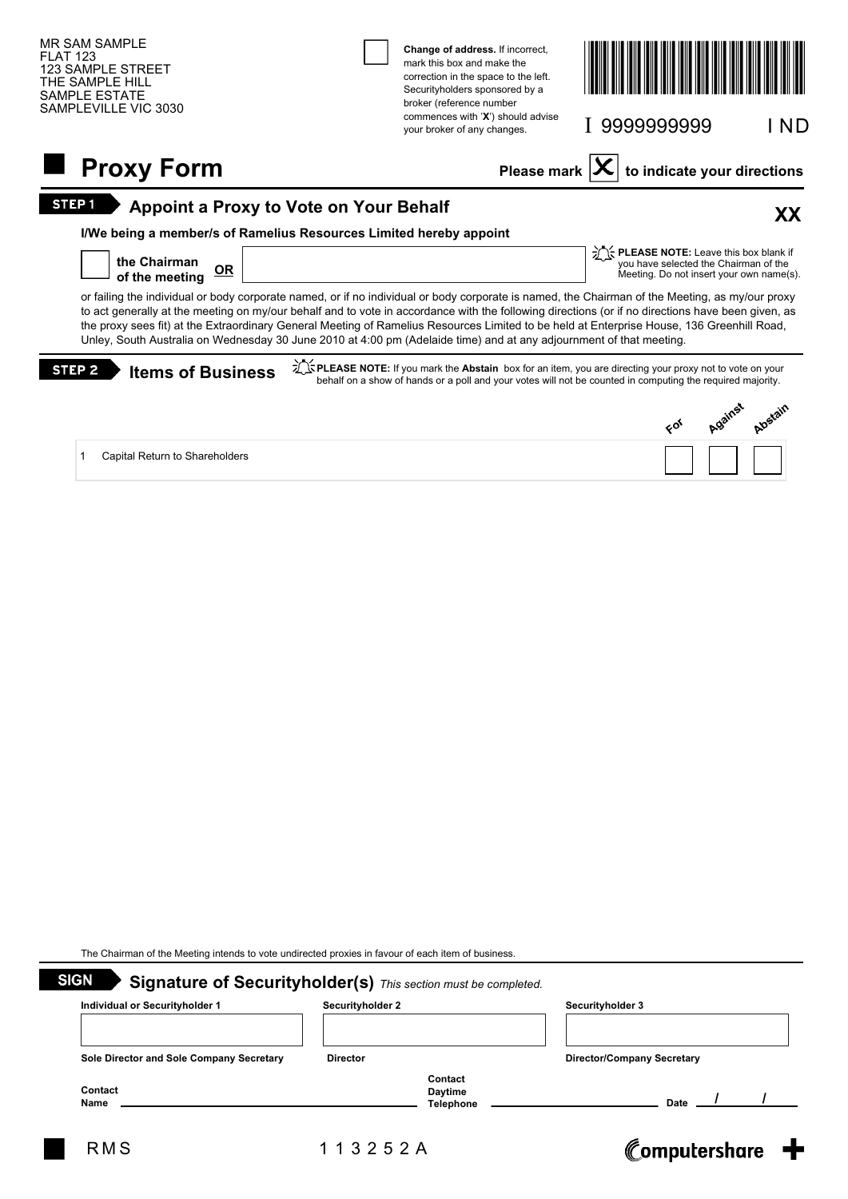MR SAM SAMPLE
FLAT 123
123 SAMPLE STREET
THE SAMPLE HILL
SAMPLE ESTATE
SAMPLEVILLE VIC 3030

☐ **Change of address.** If incorrect, mark this box and make the correction in the space to the left. Securityholders sponsored by a broker (reference number commences with '**X**') should advise your broker of any changes.

I 9999999999 I ND

# Proxy Form

**Please mark ☒ to indicate your directions**

## STEP 1 Appoint a Proxy to Vote on Your Behalf

**XX**

**I/We being a member/s of Ramelius Resources Limited hereby appoint**

☐ **the Chairman of the meeting** **OR** ______________________

**PLEASE NOTE:** Leave this box blank if you have selected the Chairman of the Meeting. Do not insert your own name(s).

or failing the individual or body corporate named, or if no individual or body corporate is named, the Chairman of the Meeting, as my/our proxy to act generally at the meeting on my/our behalf and to vote in accordance with the following directions (or if no directions have been given, as the proxy sees fit) at the Extraordinary General Meeting of Ramelius Resources Limited to be held at Enterprise House, 136 Greenhill Road, Unley, South Australia on Wednesday 30 June 2010 at 4:00 pm (Adelaide time) and at any adjournment of that meeting.

## STEP 2 Items of Business

**PLEASE NOTE:** If you mark the **Abstain** box for an item, you are directing your proxy not to vote on your behalf on a show of hands or a poll and your votes will not be counted in computing the required majority.

| | | For | Against | Abstain |
|---|---|---|---|---|
| 1 | Capital Return to Shareholders | ☐ | ☐ | ☐ |

The Chairman of the Meeting intends to vote undirected proxies in favour of each item of business.

## SIGN Signature of Securityholder(s) *This section must be completed.*

| Individual or Securityholder 1 | Securityholder 2 | Securityholder 3 |
|---|---|---|
| | | |
| Sole Director and Sole Company Secretary | Director | Director/Company Secretary |

Contact Name ______________ Contact Daytime Telephone ______________ Date ___ / ___ / ___

RMS 1 1 3 2 5 2 A

Computershare